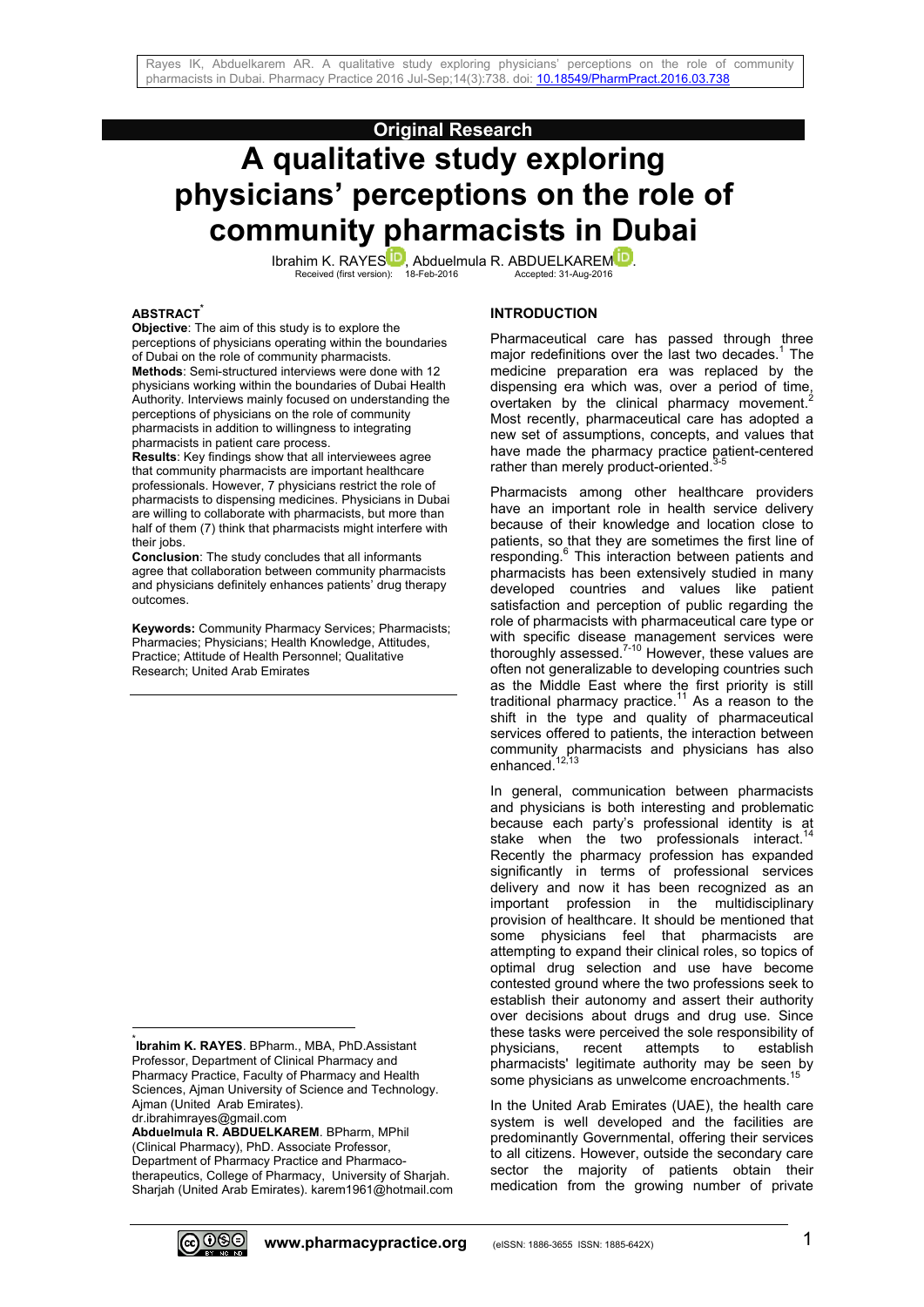## Original Research

# A qualitative study exploring physicians' perceptions on the role of community pharmacists in Dubai

Ibrahim K. RAYES, Abduelmula R. ABDUELKAREM.

Received (first version): 18-Feb-2016 Accepted: 31-Aug-2016

### ABSTRACT*

**Objective**: The aim of this study is to explore the perceptions of physicians operating within the boundaries of Dubai on the role of community pharmacists.

**Methods**: Semi-structured interviews were done with 12 physicians working within the boundaries of Dubai Health Authority. Interviews mainly focused on understanding the perceptions of physicians on the role of community pharmacists in addition to willingness to integrating pharmacists in patient care process.

**Results**: Key findings show that all interviewees agree that community pharmacists are important healthcare professionals. However, 7 physicians restrict the role of pharmacists to dispensing medicines. Physicians in Dubai are willing to collaborate with pharmacists, but more than half of them (7) think that pharmacists might interfere with their jobs.

**Conclusion**: The study concludes that all informants agree that collaboration between community pharmacists and physicians definitely enhances patients' drug therapy outcomes.

**Keywords:** Community Pharmacy Services; Pharmacists; Pharmacies; Physicians; Health Knowledge, Attitudes, Practice; Attitude of Health Personnel; Qualitative Research; United Arab Emirates

\* **Ibrahim K. RAYES**. BPharm., MBA, PhD.Assistant Professor, Department of Clinical Pharmacy and Pharmacy Practice, Faculty of Pharmacy and Health Sciences, Ajman University of Science and Technology. Ajman (United Arab Emirates). dr.ibrahimrayes@gmail.com

**Abduelmula R. ABDUELKAREM**. BPharm, MPhil (Clinical Pharmacy), PhD. Associate Professor, Department of Pharmacy Practice and Pharmacotherapeutics, College of Pharmacy, University of Sharjah. Sharjah (United Arab Emirates). karem1961@hotmail.com

### INTRODUCTION

Pharmaceutical care has passed through three major redefinitions over the last two decades.[1] The medicine preparation era was replaced by the dispensing era which was, over a period of time, overtaken by the clinical pharmacy movement.[2] Most recently, pharmaceutical care has adopted a new set of assumptions, concepts, and values that have made the pharmacy practice patient-centered rather than merely product-oriented.[3-5]

Pharmacists among other healthcare providers have an important role in health service delivery because of their knowledge and location close to patients, so that they are sometimes the first line of responding.[6] This interaction between patients and pharmacists has been extensively studied in many developed countries and values like patient satisfaction and perception of public regarding the role of pharmacists with pharmaceutical care type or with specific disease management services were thoroughly assessed.[7-10] However, these values are often not generalizable to developing countries such as the Middle East where the first priority is still traditional pharmacy practice.[11] As a reason to the shift in the type and quality of pharmaceutical services offered to patients, the interaction between community pharmacists and physicians has also enhanced.[12,13]

In general, communication between pharmacists and physicians is both interesting and problematic because each party's professional identity is at stake when the two professionals interact.[14] Recently the pharmacy profession has expanded significantly in terms of professional services delivery and now it has been recognized as an important profession in the multidisciplinary provision of healthcare. It should be mentioned that some physicians feel that pharmacists are attempting to expand their clinical roles, so topics of optimal drug selection and use have become contested ground where the two professions seek to establish their autonomy and assert their authority over decisions about drugs and drug use. Since these tasks were perceived the sole responsibility of physicians, recent attempts to establish pharmacists' legitimate authority may be seen by some physicians as unwelcome encroachments.[15]

In the United Arab Emirates (UAE), the health care system is well developed and the facilities are predominantly Governmental, offering their services to all citizens. However, outside the secondary care sector the majority of patients obtain their medication from the growing number of private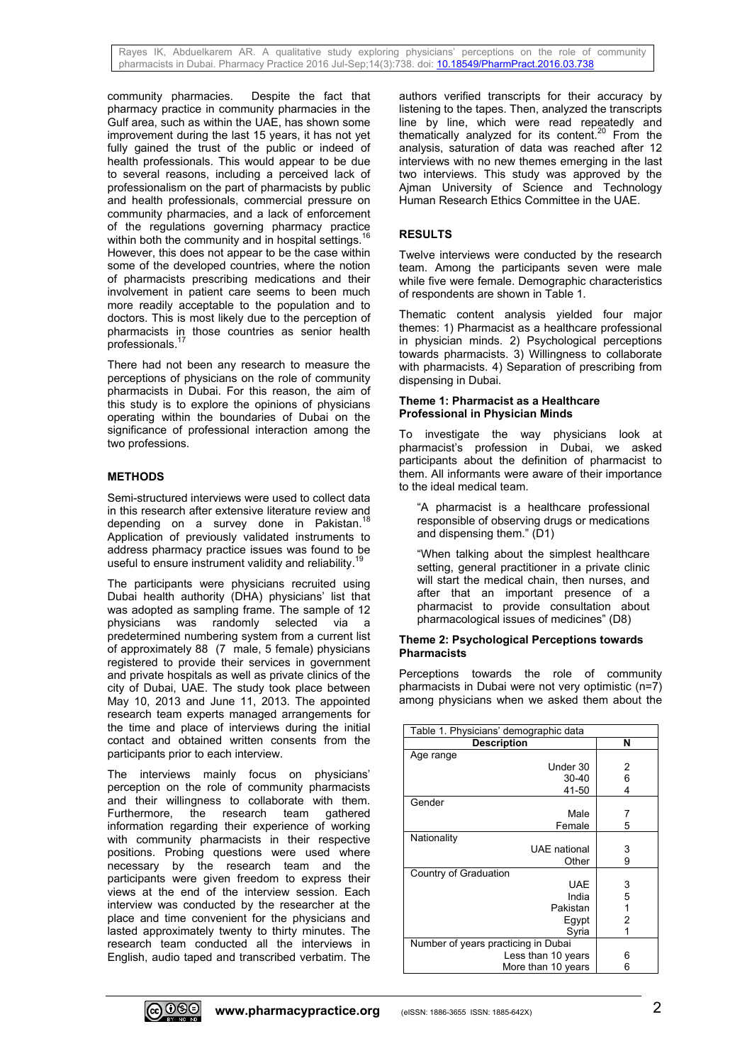community pharmacies. Despite the fact that pharmacy practice in community pharmacies in the Gulf area, such as within the UAE, has shown some improvement during the last 15 years, it has not yet fully gained the trust of the public or indeed of health professionals. This would appear to be due to several reasons, including a perceived lack of professionalism on the part of pharmacists by public and health professionals, commercial pressure on community pharmacies, and a lack of enforcement of the regulations governing pharmacy practice within both the community and in hospital settings.[16] However, this does not appear to be the case within some of the developed countries, where the notion of pharmacists prescribing medications and their involvement in patient care seems to been much more readily acceptable to the population and to doctors. This is most likely due to the perception of pharmacists in those countries as senior health professionals.[17]

There had not been any research to measure the perceptions of physicians on the role of community pharmacists in Dubai. For this reason, the aim of this study is to explore the opinions of physicians operating within the boundaries of Dubai on the significance of professional interaction among the two professions.

## METHODS

Semi-structured interviews were used to collect data in this research after extensive literature review and depending on a survey done in Pakistan.[18] Application of previously validated instruments to address pharmacy practice issues was found to be useful to ensure instrument validity and reliability.[19]

The participants were physicians recruited using Dubai health authority (DHA) physicians' list that was adopted as sampling frame. The sample of 12 physicians was randomly selected via a predetermined numbering system from a current list of approximately 88 (7 male, 5 female) physicians registered to provide their services in government and private hospitals as well as private clinics of the city of Dubai, UAE. The study took place between May 10, 2013 and June 11, 2013. The appointed research team experts managed arrangements for the time and place of interviews during the initial contact and obtained written consents from the participants prior to each interview.

The interviews mainly focus on physicians' perception on the role of community pharmacists and their willingness to collaborate with them. Furthermore, the research team gathered information regarding their experience of working with community pharmacists in their respective positions. Probing questions were used where necessary by the research team and the participants were given freedom to express their views at the end of the interview session. Each interview was conducted by the researcher at the place and time convenient for the physicians and lasted approximately twenty to thirty minutes. The research team conducted all the interviews in English, audio taped and transcribed verbatim. The authors verified transcripts for their accuracy by listening to the tapes. Then, analyzed the transcripts line by line, which were read repeatedly and thematically analyzed for its content.[20] From the analysis, saturation of data was reached after 12 interviews with no new themes emerging in the last two interviews. This study was approved by the Ajman University of Science and Technology Human Research Ethics Committee in the UAE.

## RESULTS

Twelve interviews were conducted by the research team. Among the participants seven were male while five were female. Demographic characteristics of respondents are shown in Table 1.

Thematic content analysis yielded four major themes: 1) Pharmacist as a healthcare professional in physician minds. 2) Psychological perceptions towards pharmacists. 3) Willingness to collaborate with pharmacists. 4) Separation of prescribing from dispensing in Dubai.

### Theme 1: Pharmacist as a Healthcare Professional in Physician Minds

To investigate the way physicians look at pharmacist's profession in Dubai, we asked participants about the definition of pharmacist to them. All informants were aware of their importance to the ideal medical team.

> "A pharmacist is a healthcare professional responsible of observing drugs or medications and dispensing them." (D1)

> "When talking about the simplest healthcare setting, general practitioner in a private clinic will start the medical chain, then nurses, and after that an important presence of a pharmacist to provide consultation about pharmacological issues of medicines" (D8)

### Theme 2: Psychological Perceptions towards Pharmacists

Perceptions towards the role of community pharmacists in Dubai were not very optimistic (n=7) among physicians when we asked them about the

Table 1. Physicians' demographic data

| Description | N |
|---|---|
| Age range | |
| Under 30 | 2 |
| 30-40 | 6 |
| 41-50 | 4 |
| Gender | |
| Male | 7 |
| Female | 5 |
| Nationality | |
| UAE national | 3 |
| Other | 9 |
| Country of Graduation | |
| UAE | 3 |
| India | 5 |
| Pakistan | 1 |
| Egypt | 2 |
| Syria | 1 |
| Number of years practicing in Dubai | |
| Less than 10 years | 6 |
| More than 10 years | 6 |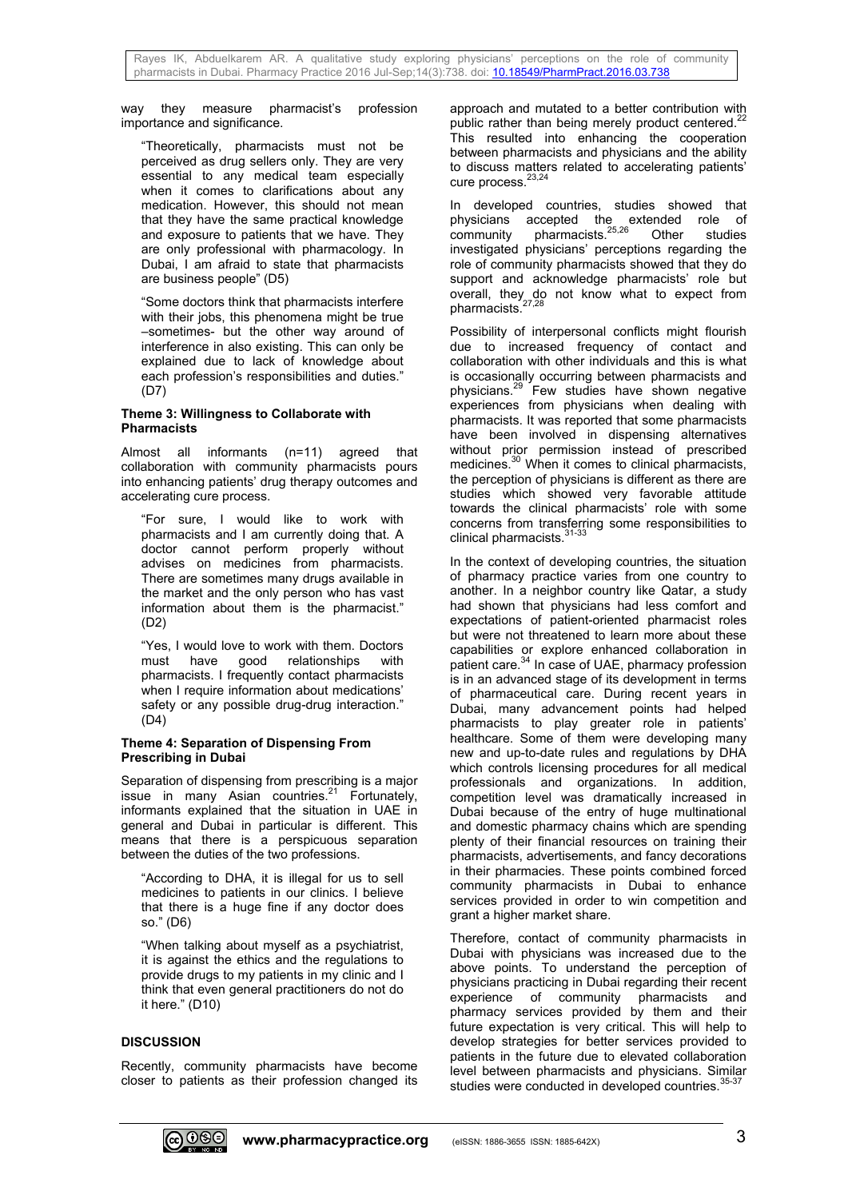way they measure pharmacist's profession importance and significance.

"Theoretically, pharmacists must not be perceived as drug sellers only. They are very essential to any medical team especially when it comes to clarifications about any medication. However, this should not mean that they have the same practical knowledge and exposure to patients that we have. They are only professional with pharmacology. In Dubai, I am afraid to state that pharmacists are business people" (D5)

"Some doctors think that pharmacists interfere with their jobs, this phenomena might be true –sometimes- but the other way around of interference in also existing. This can only be explained due to lack of knowledge about each profession's responsibilities and duties." (D7)

### Theme 3: Willingness to Collaborate with Pharmacists

Almost all informants (n=11) agreed that collaboration with community pharmacists pours into enhancing patients' drug therapy outcomes and accelerating cure process.

"For sure, I would like to work with pharmacists and I am currently doing that. A doctor cannot perform properly without advises on medicines from pharmacists. There are sometimes many drugs available in the market and the only person who has vast information about them is the pharmacist." (D2)

"Yes, I would love to work with them. Doctors must have good relationships with pharmacists. I frequently contact pharmacists when I require information about medications' safety or any possible drug-drug interaction." (D4)

### Theme 4: Separation of Dispensing From Prescribing in Dubai

Separation of dispensing from prescribing is a major issue in many Asian countries.[21] Fortunately, informants explained that the situation in UAE in general and Dubai in particular is different. This means that there is a perspicuous separation between the duties of the two professions.

"According to DHA, it is illegal for us to sell medicines to patients in our clinics. I believe that there is a huge fine if any doctor does so." (D6)

"When talking about myself as a psychiatrist, it is against the ethics and the regulations to provide drugs to my patients in my clinic and I think that even general practitioners do not do it here." (D10)

## DISCUSSION

Recently, community pharmacists have become closer to patients as their profession changed its approach and mutated to a better contribution with public rather than being merely product centered.[22] This resulted into enhancing the cooperation between pharmacists and physicians and the ability to discuss matters related to accelerating patients' cure process.[23,24]

In developed countries, studies showed that physicians accepted the extended role of community pharmacists.[25,26] Other studies investigated physicians' perceptions regarding the role of community pharmacists showed that they do support and acknowledge pharmacists' role but overall, they do not know what to expect from pharmacists.[27,28]

Possibility of interpersonal conflicts might flourish due to increased frequency of contact and collaboration with other individuals and this is what is occasionally occurring between pharmacists and physicians.[29] Few studies have shown negative experiences from physicians when dealing with pharmacists. It was reported that some pharmacists have been involved in dispensing alternatives without prior permission instead of prescribed medicines.[30] When it comes to clinical pharmacists, the perception of physicians is different as there are studies which showed very favorable attitude towards the clinical pharmacists' role with some concerns from transferring some responsibilities to clinical pharmacists.[31-33]

In the context of developing countries, the situation of pharmacy practice varies from one country to another. In a neighbor country like Qatar, a study had shown that physicians had less comfort and expectations of patient-oriented pharmacist roles but were not threatened to learn more about these capabilities or explore enhanced collaboration in patient care.[34] In case of UAE, pharmacy profession is in an advanced stage of its development in terms of pharmaceutical care. During recent years in Dubai, many advancement points had helped pharmacists to play greater role in patients' healthcare. Some of them were developing many new and up-to-date rules and regulations by DHA which controls licensing procedures for all medical professionals and organizations. In addition, competition level was dramatically increased in Dubai because of the entry of huge multinational and domestic pharmacy chains which are spending plenty of their financial resources on training their pharmacists, advertisements, and fancy decorations in their pharmacies. These points combined forced community pharmacists in Dubai to enhance services provided in order to win competition and grant a higher market share.

Therefore, contact of community pharmacists in Dubai with physicians was increased due to the above points. To understand the perception of physicians practicing in Dubai regarding their recent experience of community pharmacists and pharmacy services provided by them and their future expectation is very critical. This will help to develop strategies for better services provided to patients in the future due to elevated collaboration level between pharmacists and physicians. Similar studies were conducted in developed countries.[35-37]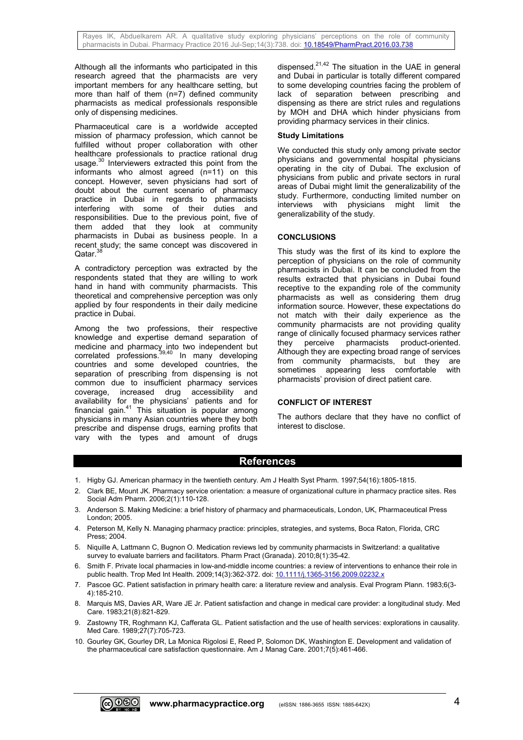Although all the informants who participated in this research agreed that the pharmacists are very important members for any healthcare setting, but more than half of them (n=7) defined community pharmacists as medical professionals responsible only of dispensing medicines.

Pharmaceutical care is a worldwide accepted mission of pharmacy profession, which cannot be fulfilled without proper collaboration with other healthcare professionals to practice rational drug usage.[30] Interviewers extracted this point from the informants who almost agreed (n=11) on this concept. However, seven physicians had sort of doubt about the current scenario of pharmacy practice in Dubai in regards to pharmacists interfering with some of their duties and responsibilities. Due to the previous point, five of them added that they look at community pharmacists in Dubai as business people. In a recent study; the same concept was discovered in Qatar.[38]

A contradictory perception was extracted by the respondents stated that they are willing to work hand in hand with community pharmacists. This theoretical and comprehensive perception was only applied by four respondents in their daily medicine practice in Dubai.

Among the two professions, their respective knowledge and expertise demand separation of medicine and pharmacy into two independent but correlated professions.[39,40] In many developing countries and some developed countries, the separation of prescribing from dispensing is not common due to insufficient pharmacy services coverage, increased drug accessibility and availability for the physicians' patients and for financial gain.[41] This situation is popular among physicians in many Asian countries where they both prescribe and dispense drugs, earning profits that vary with the types and amount of drugs dispensed.[21,42] The situation in the UAE in general and Dubai in particular is totally different compared to some developing countries facing the problem of lack of separation between prescribing and dispensing as there are strict rules and regulations by MOH and DHA which hinder physicians from providing pharmacy services in their clinics.

**Study Limitations**

We conducted this study only among private sector physicians and governmental hospital physicians operating in the city of Dubai. The exclusion of physicians from public and private sectors in rural areas of Dubai might limit the generalizability of the study. Furthermore, conducting limited number on interviews with physicians might limit the generalizability of the study.

## CONCLUSIONS

This study was the first of its kind to explore the perception of physicians on the role of community pharmacists in Dubai. It can be concluded from the results extracted that physicians in Dubai found receptive to the expanding role of the community pharmacists as well as considering them drug information source. However, these expectations do not match with their daily experience as the community pharmacists are not providing quality range of clinically focused pharmacy services rather they perceive pharmacists product-oriented. Although they are expecting broad range of services from community pharmacists, but they are sometimes appearing less comfortable with pharmacists' provision of direct patient care.

## CONFLICT OF INTEREST

The authors declare that they have no conflict of interest to disclose.

## References

1. Higby GJ. American pharmacy in the twentieth century. Am J Health Syst Pharm. 1997;54(16):1805-1815.
2. Clark BE, Mount JK. Pharmacy service orientation: a measure of organizational culture in pharmacy practice sites. Res Social Adm Pharm. 2006;2(1):110-128.
3. Anderson S. Making Medicine: a brief history of pharmacy and pharmaceuticals, London, UK, Pharmaceutical Press London; 2005.
4. Peterson M, Kelly N. Managing pharmacy practice: principles, strategies, and systems, Boca Raton, Florida, CRC Press; 2004.
5. Niquille A, Lattmann C, Bugnon O. Medication reviews led by community pharmacists in Switzerland: a qualitative survey to evaluate barriers and facilitators. Pharm Pract (Granada). 2010;8(1):35-42.
6. Smith F. Private local pharmacies in low-and-middle income countries: a review of interventions to enhance their role in public health. Trop Med Int Health. 2009;14(3):362-372. doi: 10.1111/j.1365-3156.2009.02232.x
7. Pascoe GC. Patient satisfaction in primary health care: a literature review and analysis. Eval Program Plann. 1983;6(3-4):185-210.
8. Marquis MS, Davies AR, Ware JE Jr. Patient satisfaction and change in medical care provider: a longitudinal study. Med Care. 1983;21(8):821-829.
9. Zastowny TR, Roghmann KJ, Cafferata GL. Patient satisfaction and the use of health services: explorations in causality. Med Care. 1989;27(7):705-723.
10. Gourley GK, Gourley DR, La Monica Rigolosi E, Reed P, Solomon DK, Washington E. Development and validation of the pharmaceutical care satisfaction questionnaire. Am J Manag Care. 2001;7(5):461-466.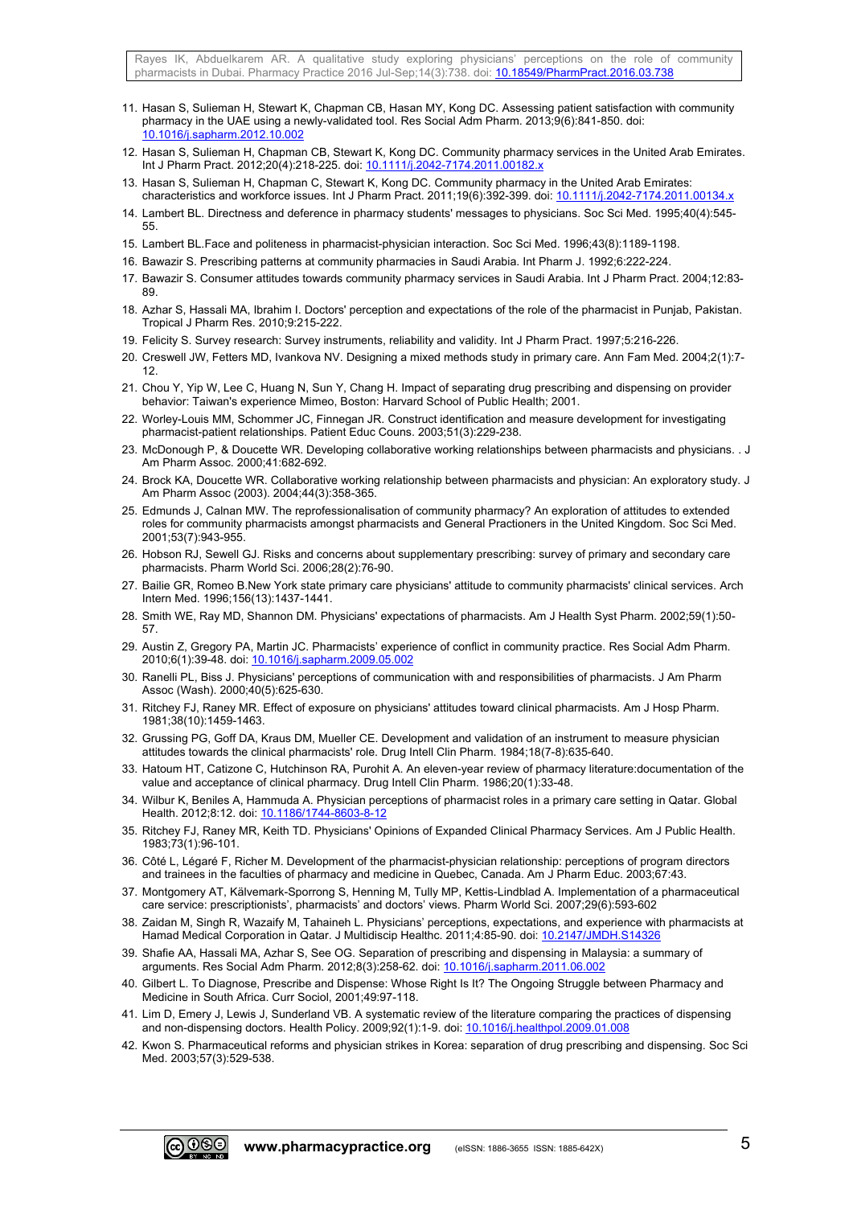11. Hasan S, Sulieman H, Stewart K, Chapman CB, Hasan MY, Kong DC. Assessing patient satisfaction with community pharmacy in the UAE using a newly-validated tool. Res Social Adm Pharm. 2013;9(6):841-850. doi: 10.1016/j.sapharm.2012.10.002
12. Hasan S, Sulieman H, Chapman CB, Stewart K, Kong DC. Community pharmacy services in the United Arab Emirates. Int J Pharm Pract. 2012;20(4):218-225. doi: 10.1111/j.2042-7174.2011.00182.x
13. Hasan S, Sulieman H, Chapman C, Stewart K, Kong DC. Community pharmacy in the United Arab Emirates: characteristics and workforce issues. Int J Pharm Pract. 2011;19(6):392-399. doi: 10.1111/j.2042-7174.2011.00134.x
14. Lambert BL. Directness and deference in pharmacy students' messages to physicians. Soc Sci Med. 1995;40(4):545-55.
15. Lambert BL.Face and politeness in pharmacist-physician interaction. Soc Sci Med. 1996;43(8):1189-1198.
16. Bawazir S. Prescribing patterns at community pharmacies in Saudi Arabia. Int Pharm J. 1992;6:222-224.
17. Bawazir S. Consumer attitudes towards community pharmacy services in Saudi Arabia. Int J Pharm Pract. 2004;12:83-89.
18. Azhar S, Hassali MA, Ibrahim I. Doctors' perception and expectations of the role of the pharmacist in Punjab, Pakistan. Tropical J Pharm Res. 2010;9:215-222.
19. Felicity S. Survey research: Survey instruments, reliability and validity. Int J Pharm Pract. 1997;5:216-226.
20. Creswell JW, Fetters MD, Ivankova NV. Designing a mixed methods study in primary care. Ann Fam Med. 2004;2(1):7-12.
21. Chou Y, Yip W, Lee C, Huang N, Sun Y, Chang H. Impact of separating drug prescribing and dispensing on provider behavior: Taiwan's experience Mimeo, Boston: Harvard School of Public Health; 2001.
22. Worley-Louis MM, Schommer JC, Finnegan JR. Construct identification and measure development for investigating pharmacist-patient relationships. Patient Educ Couns. 2003;51(3):229-238.
23. McDonough P, & Doucette WR. Developing collaborative working relationships between pharmacists and physicians. . J Am Pharm Assoc. 2000;41:682-692.
24. Brock KA, Doucette WR. Collaborative working relationship between pharmacists and physician: An exploratory study. J Am Pharm Assoc (2003). 2004;44(3):358-365.
25. Edmunds J, Calnan MW. The reprofessionalisation of community pharmacy? An exploration of attitudes to extended roles for community pharmacists amongst pharmacists and General Practioners in the United Kingdom. Soc Sci Med. 2001;53(7):943-955.
26. Hobson RJ, Sewell GJ. Risks and concerns about supplementary prescribing: survey of primary and secondary care pharmacists. Pharm World Sci. 2006;28(2):76-90.
27. Bailie GR, Romeo B.New York state primary care physicians' attitude to community pharmacists' clinical services. Arch Intern Med. 1996;156(13):1437-1441.
28. Smith WE, Ray MD, Shannon DM. Physicians' expectations of pharmacists. Am J Health Syst Pharm. 2002;59(1):50-57.
29. Austin Z, Gregory PA, Martin JC. Pharmacists' experience of conflict in community practice. Res Social Adm Pharm. 2010;6(1):39-48. doi: 10.1016/j.sapharm.2009.05.002
30. Ranelli PL, Biss J. Physicians' perceptions of communication with and responsibilities of pharmacists. J Am Pharm Assoc (Wash). 2000;40(5):625-630.
31. Ritchey FJ, Raney MR. Effect of exposure on physicians' attitudes toward clinical pharmacists. Am J Hosp Pharm. 1981;38(10):1459-1463.
32. Grussing PG, Goff DA, Kraus DM, Mueller CE. Development and validation of an instrument to measure physician attitudes towards the clinical pharmacists' role. Drug Intell Clin Pharm. 1984;18(7-8):635-640.
33. Hatoum HT, Catizone C, Hutchinson RA, Purohit A. An eleven-year review of pharmacy literature:documentation of the value and acceptance of clinical pharmacy. Drug Intell Clin Pharm. 1986;20(1):33-48.
34. Wilbur K, Beniles A, Hammuda A. Physician perceptions of pharmacist roles in a primary care setting in Qatar. Global Health. 2012;8:12. doi: 10.1186/1744-8603-8-12
35. Ritchey FJ, Raney MR, Keith TD. Physicians' Opinions of Expanded Clinical Pharmacy Services. Am J Public Health. 1983;73(1):96-101.
36. Côté L, Légaré F, Richer M. Development of the pharmacist-physician relationship: perceptions of program directors and trainees in the faculties of pharmacy and medicine in Quebec, Canada. Am J Pharm Educ. 2003;67:43.
37. Montgomery AT, Kälvemark-Sporrong S, Henning M, Tully MP, Kettis-Lindblad A. Implementation of a pharmaceutical care service: prescriptionists', pharmacists' and doctors' views. Pharm World Sci. 2007;29(6):593-602
38. Zaidan M, Singh R, Wazaify M, Tahaineh L. Physicians' perceptions, expectations, and experience with pharmacists at Hamad Medical Corporation in Qatar. J Multidiscip Healthc. 2011;4:85-90. doi: 10.2147/JMDH.S14326
39. Shafie AA, Hassali MA, Azhar S, See OG. Separation of prescribing and dispensing in Malaysia: a summary of arguments. Res Social Adm Pharm. 2012;8(3):258-62. doi: 10.1016/j.sapharm.2011.06.002
40. Gilbert L. To Diagnose, Prescribe and Dispense: Whose Right Is It? The Ongoing Struggle between Pharmacy and Medicine in South Africa. Curr Sociol, 2001;49:97-118.
41. Lim D, Emery J, Lewis J, Sunderland VB. A systematic review of the literature comparing the practices of dispensing and non-dispensing doctors. Health Policy. 2009;92(1):1-9. doi: 10.1016/j.healthpol.2009.01.008
42. Kwon S. Pharmaceutical reforms and physician strikes in Korea: separation of drug prescribing and dispensing. Soc Sci Med. 2003;57(3):529-538.